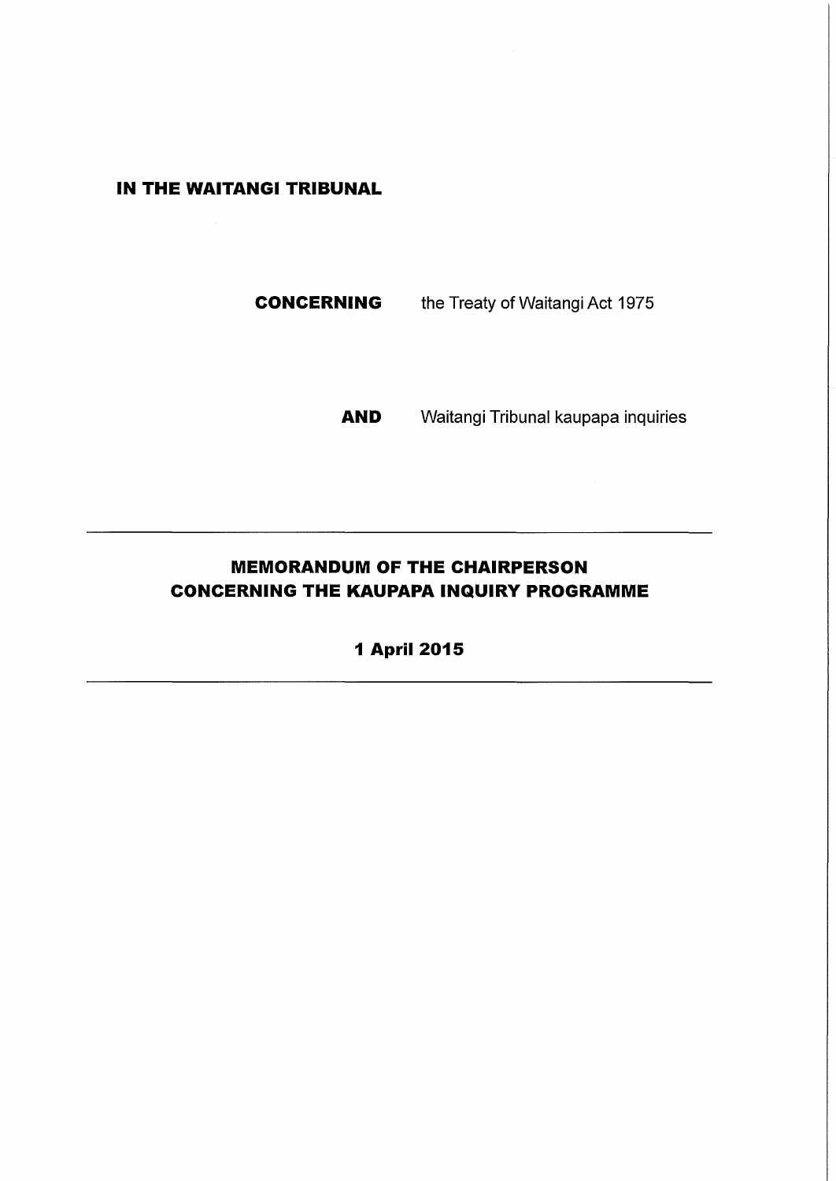**IN THE WAITANGI TRIBUNAL**

**CONCERNING** the Treaty of Waitangi Act 1975

**AND** Waitangi Tribunal kaupapa inquiries

---

## MEMORANDUM OF THE CHAIRPERSON CONCERNING THE KAUPAPA INQUIRY PROGRAMME

**1 April 2015**

---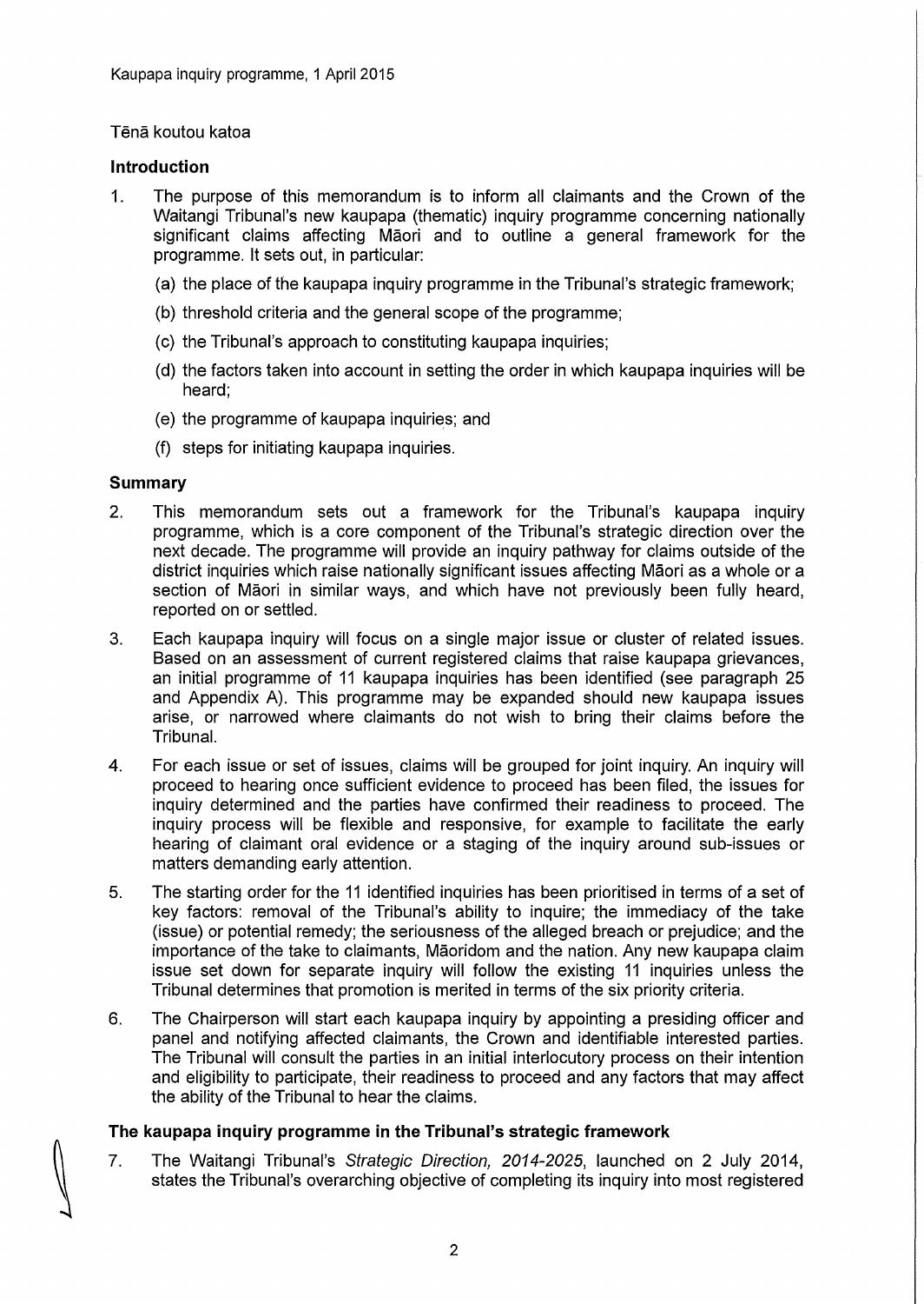Tēnā koutou katoa

## Introduction

1. The purpose of this memorandum is to inform all claimants and the Crown of the Waitangi Tribunal's new kaupapa (thematic) inquiry programme concerning nationally significant claims affecting Māori and to outline a general framework for the programme. It sets out, in particular:

   (a) the place of the kaupapa inquiry programme in the Tribunal's strategic framework;

   (b) threshold criteria and the general scope of the programme;

   (c) the Tribunal's approach to constituting kaupapa inquiries;

   (d) the factors taken into account in setting the order in which kaupapa inquiries will be heard;

   (e) the programme of kaupapa inquiries; and

   (f) steps for initiating kaupapa inquiries.

## Summary

2. This memorandum sets out a framework for the Tribunal's kaupapa inquiry programme, which is a core component of the Tribunal's strategic direction over the next decade. The programme will provide an inquiry pathway for claims outside of the district inquiries which raise nationally significant issues affecting Māori as a whole or a section of Māori in similar ways, and which have not previously been fully heard, reported on or settled.

3. Each kaupapa inquiry will focus on a single major issue or cluster of related issues. Based on an assessment of current registered claims that raise kaupapa grievances, an initial programme of 11 kaupapa inquiries has been identified (see paragraph 25 and Appendix A). This programme may be expanded should new kaupapa issues arise, or narrowed where claimants do not wish to bring their claims before the Tribunal.

4. For each issue or set of issues, claims will be grouped for joint inquiry. An inquiry will proceed to hearing once sufficient evidence to proceed has been filed, the issues for inquiry determined and the parties have confirmed their readiness to proceed. The inquiry process will be flexible and responsive, for example to facilitate the early hearing of claimant oral evidence or a staging of the inquiry around sub-issues or matters demanding early attention.

5. The starting order for the 11 identified inquiries has been prioritised in terms of a set of key factors: removal of the Tribunal's ability to inquire; the immediacy of the take (issue) or potential remedy; the seriousness of the alleged breach or prejudice; and the importance of the take to claimants, Māoridom and the nation. Any new kaupapa claim issue set down for separate inquiry will follow the existing 11 inquiries unless the Tribunal determines that promotion is merited in terms of the six priority criteria.

6. The Chairperson will start each kaupapa inquiry by appointing a presiding officer and panel and notifying affected claimants, the Crown and identifiable interested parties. The Tribunal will consult the parties in an initial interlocutory process on their intention and eligibility to participate, their readiness to proceed and any factors that may affect the ability of the Tribunal to hear the claims.

## The kaupapa inquiry programme in the Tribunal's strategic framework

7. The Waitangi Tribunal's *Strategic Direction, 2014-2025*, launched on 2 July 2014, states the Tribunal's overarching objective of completing its inquiry into most registered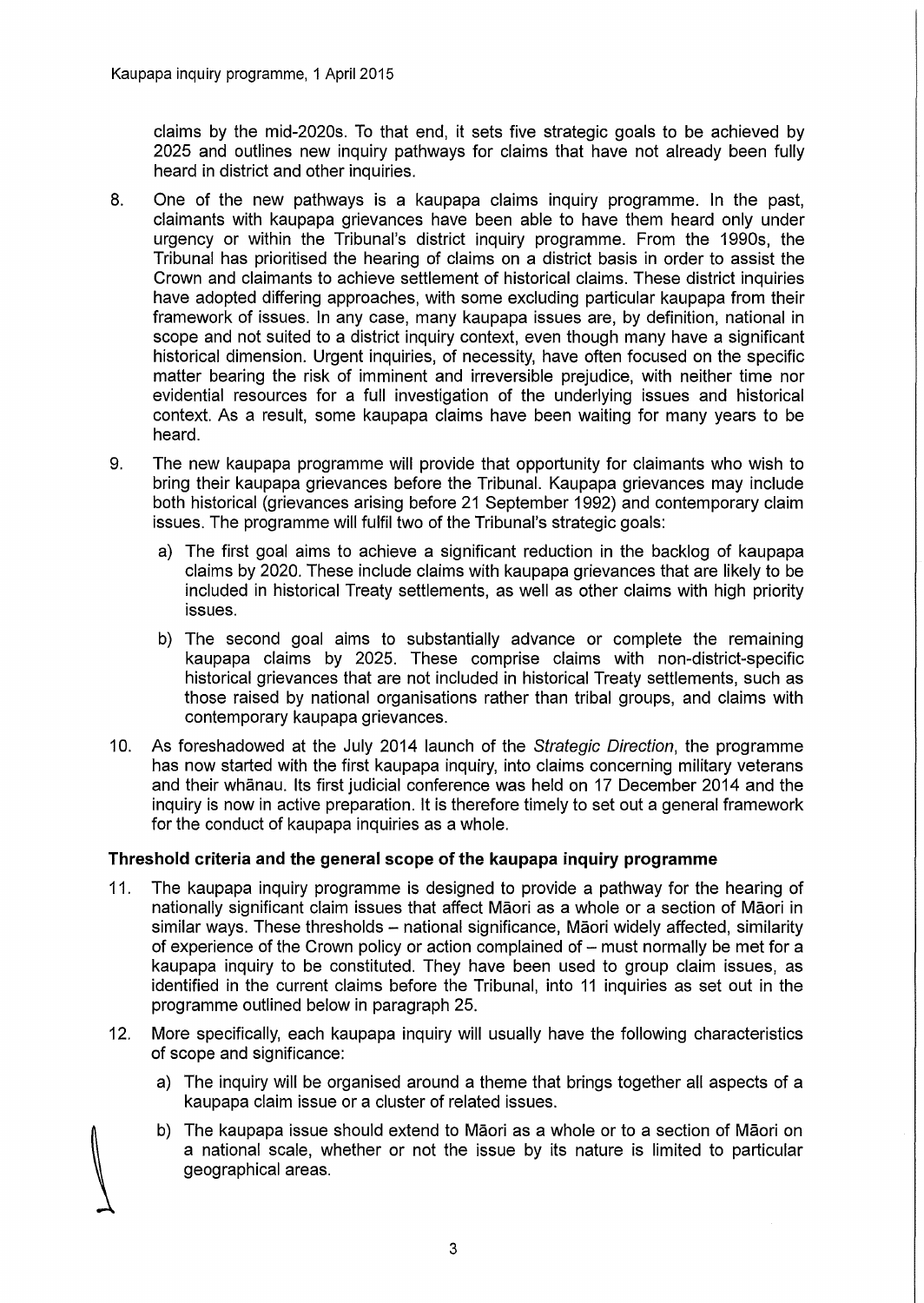claims by the mid-2020s. To that end, it sets five strategic goals to be achieved by 2025 and outlines new inquiry pathways for claims that have not already been fully heard in district and other inquiries.

8. One of the new pathways is a kaupapa claims inquiry programme. In the past, claimants with kaupapa grievances have been able to have them heard only under urgency or within the Tribunal's district inquiry programme. From the 1990s, the Tribunal has prioritised the hearing of claims on a district basis in order to assist the Crown and claimants to achieve settlement of historical claims. These district inquiries have adopted differing approaches, with some excluding particular kaupapa from their framework of issues. In any case, many kaupapa issues are, by definition, national in scope and not suited to a district inquiry context, even though many have a significant historical dimension. Urgent inquiries, of necessity, have often focused on the specific matter bearing the risk of imminent and irreversible prejudice, with neither time nor evidential resources for a full investigation of the underlying issues and historical context. As a result, some kaupapa claims have been waiting for many years to be heard.

9. The new kaupapa programme will provide that opportunity for claimants who wish to bring their kaupapa grievances before the Tribunal. Kaupapa grievances may include both historical (grievances arising before 21 September 1992) and contemporary claim issues. The programme will fulfil two of the Tribunal's strategic goals:

   a) The first goal aims to achieve a significant reduction in the backlog of kaupapa claims by 2020. These include claims with kaupapa grievances that are likely to be included in historical Treaty settlements, as well as other claims with high priority issues.

   b) The second goal aims to substantially advance or complete the remaining kaupapa claims by 2025. These comprise claims with non-district-specific historical grievances that are not included in historical Treaty settlements, such as those raised by national organisations rather than tribal groups, and claims with contemporary kaupapa grievances.

10. As foreshadowed at the July 2014 launch of the *Strategic Direction*, the programme has now started with the first kaupapa inquiry, into claims concerning military veterans and their whānau. Its first judicial conference was held on 17 December 2014 and the inquiry is now in active preparation. It is therefore timely to set out a general framework for the conduct of kaupapa inquiries as a whole.

### Threshold criteria and the general scope of the kaupapa inquiry programme

11. The kaupapa inquiry programme is designed to provide a pathway for the hearing of nationally significant claim issues that affect Māori as a whole or a section of Māori in similar ways. These thresholds – national significance, Māori widely affected, similarity of experience of the Crown policy or action complained of – must normally be met for a kaupapa inquiry to be constituted. They have been used to group claim issues, as identified in the current claims before the Tribunal, into 11 inquiries as set out in the programme outlined below in paragraph 25.

12. More specifically, each kaupapa inquiry will usually have the following characteristics of scope and significance:

   a) The inquiry will be organised around a theme that brings together all aspects of a kaupapa claim issue or a cluster of related issues.

   b) The kaupapa issue should extend to Māori as a whole or to a section of Māori on a national scale, whether or not the issue by its nature is limited to particular geographical areas.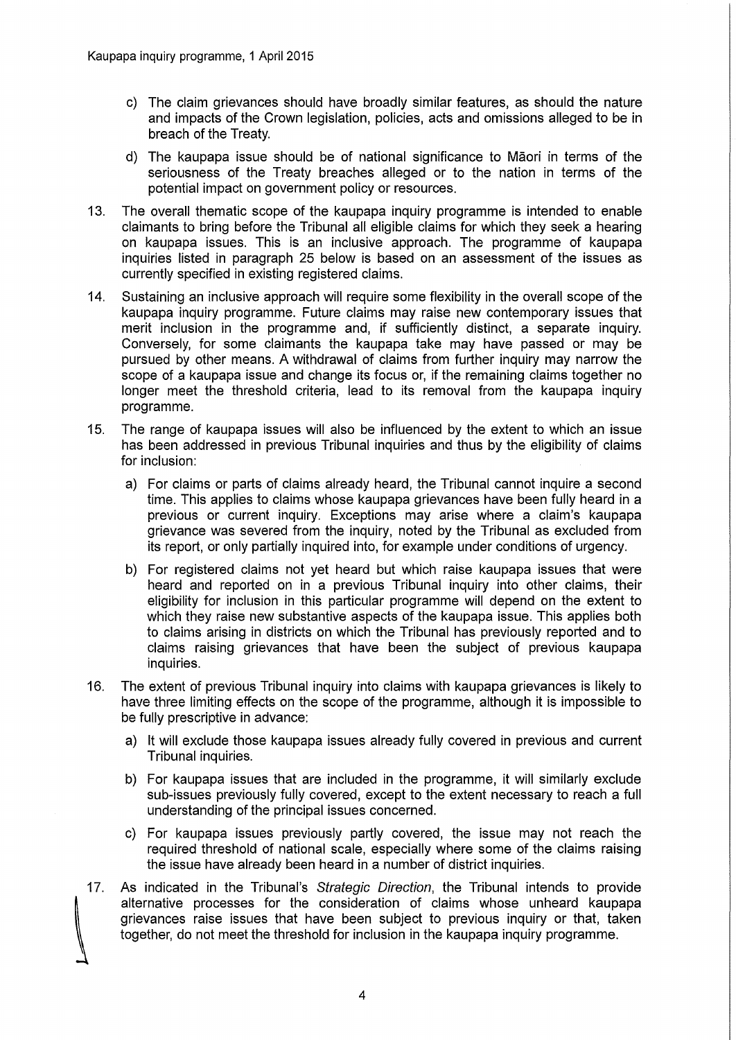c) The claim grievances should have broadly similar features, as should the nature and impacts of the Crown legislation, policies, acts and omissions alleged to be in breach of the Treaty.

d) The kaupapa issue should be of national significance to Māori in terms of the seriousness of the Treaty breaches alleged or to the nation in terms of the potential impact on government policy or resources.

13. The overall thematic scope of the kaupapa inquiry programme is intended to enable claimants to bring before the Tribunal all eligible claims for which they seek a hearing on kaupapa issues. This is an inclusive approach. The programme of kaupapa inquiries listed in paragraph 25 below is based on an assessment of the issues as currently specified in existing registered claims.

14. Sustaining an inclusive approach will require some flexibility in the overall scope of the kaupapa inquiry programme. Future claims may raise new contemporary issues that merit inclusion in the programme and, if sufficiently distinct, a separate inquiry. Conversely, for some claimants the kaupapa take may have passed or may be pursued by other means. A withdrawal of claims from further inquiry may narrow the scope of a kaupapa issue and change its focus or, if the remaining claims together no longer meet the threshold criteria, lead to its removal from the kaupapa inquiry programme.

15. The range of kaupapa issues will also be influenced by the extent to which an issue has been addressed in previous Tribunal inquiries and thus by the eligibility of claims for inclusion:

    a) For claims or parts of claims already heard, the Tribunal cannot inquire a second time. This applies to claims whose kaupapa grievances have been fully heard in a previous or current inquiry. Exceptions may arise where a claim's kaupapa grievance was severed from the inquiry, noted by the Tribunal as excluded from its report, or only partially inquired into, for example under conditions of urgency.

    b) For registered claims not yet heard but which raise kaupapa issues that were heard and reported on in a previous Tribunal inquiry into other claims, their eligibility for inclusion in this particular programme will depend on the extent to which they raise new substantive aspects of the kaupapa issue. This applies both to claims arising in districts on which the Tribunal has previously reported and to claims raising grievances that have been the subject of previous kaupapa inquiries.

16. The extent of previous Tribunal inquiry into claims with kaupapa grievances is likely to have three limiting effects on the scope of the programme, although it is impossible to be fully prescriptive in advance:

    a) It will exclude those kaupapa issues already fully covered in previous and current Tribunal inquiries.

    b) For kaupapa issues that are included in the programme, it will similarly exclude sub-issues previously fully covered, except to the extent necessary to reach a full understanding of the principal issues concerned.

    c) For kaupapa issues previously partly covered, the issue may not reach the required threshold of national scale, especially where some of the claims raising the issue have already been heard in a number of district inquiries.

17. As indicated in the Tribunal's *Strategic Direction*, the Tribunal intends to provide alternative processes for the consideration of claims whose unheard kaupapa grievances raise issues that have been subject to previous inquiry or that, taken together, do not meet the threshold for inclusion in the kaupapa inquiry programme.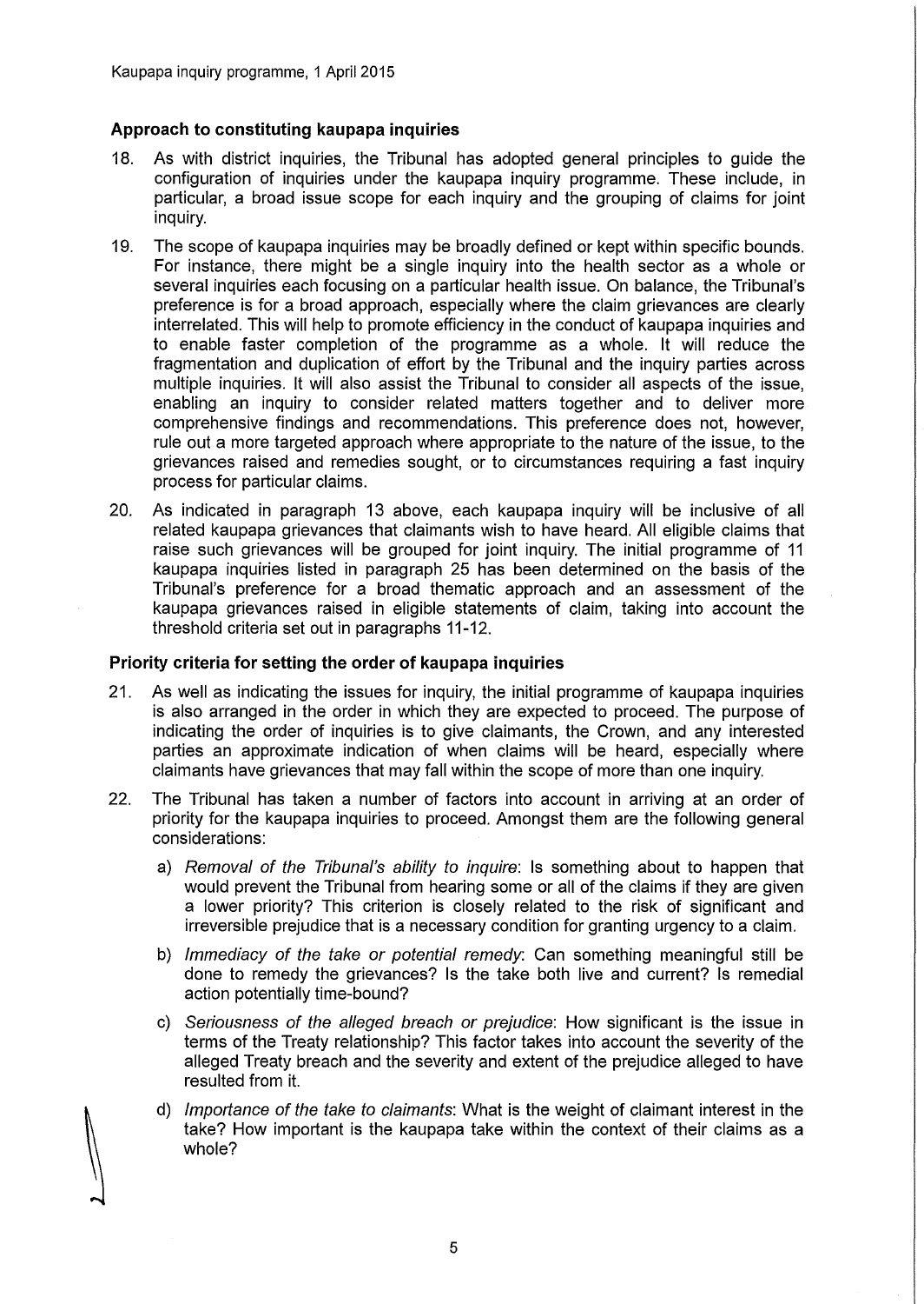### Approach to constituting kaupapa inquiries

18. As with district inquiries, the Tribunal has adopted general principles to guide the configuration of inquiries under the kaupapa inquiry programme. These include, in particular, a broad issue scope for each inquiry and the grouping of claims for joint inquiry.

19. The scope of kaupapa inquiries may be broadly defined or kept within specific bounds. For instance, there might be a single inquiry into the health sector as a whole or several inquiries each focusing on a particular health issue. On balance, the Tribunal's preference is for a broad approach, especially where the claim grievances are clearly interrelated. This will help to promote efficiency in the conduct of kaupapa inquiries and to enable faster completion of the programme as a whole. It will reduce the fragmentation and duplication of effort by the Tribunal and the inquiry parties across multiple inquiries. It will also assist the Tribunal to consider all aspects of the issue, enabling an inquiry to consider related matters together and to deliver more comprehensive findings and recommendations. This preference does not, however, rule out a more targeted approach where appropriate to the nature of the issue, to the grievances raised and remedies sought, or to circumstances requiring a fast inquiry process for particular claims.

20. As indicated in paragraph 13 above, each kaupapa inquiry will be inclusive of all related kaupapa grievances that claimants wish to have heard. All eligible claims that raise such grievances will be grouped for joint inquiry. The initial programme of 11 kaupapa inquiries listed in paragraph 25 has been determined on the basis of the Tribunal's preference for a broad thematic approach and an assessment of the kaupapa grievances raised in eligible statements of claim, taking into account the threshold criteria set out in paragraphs 11-12.

### Priority criteria for setting the order of kaupapa inquiries

21. As well as indicating the issues for inquiry, the initial programme of kaupapa inquiries is also arranged in the order in which they are expected to proceed. The purpose of indicating the order of inquiries is to give claimants, the Crown, and any interested parties an approximate indication of when claims will be heard, especially where claimants have grievances that may fall within the scope of more than one inquiry.

22. The Tribunal has taken a number of factors into account in arriving at an order of priority for the kaupapa inquiries to proceed. Amongst them are the following general considerations:

    a) *Removal of the Tribunal's ability to inquire*: Is something about to happen that would prevent the Tribunal from hearing some or all of the claims if they are given a lower priority? This criterion is closely related to the risk of significant and irreversible prejudice that is a necessary condition for granting urgency to a claim.

    b) *Immediacy of the take or potential remedy*: Can something meaningful still be done to remedy the grievances? Is the take both live and current? Is remedial action potentially time-bound?

    c) *Seriousness of the alleged breach or prejudice*: How significant is the issue in terms of the Treaty relationship? This factor takes into account the severity of the alleged Treaty breach and the severity and extent of the prejudice alleged to have resulted from it.

    d) *Importance of the take to claimants*: What is the weight of claimant interest in the take? How important is the kaupapa take within the context of their claims as a whole?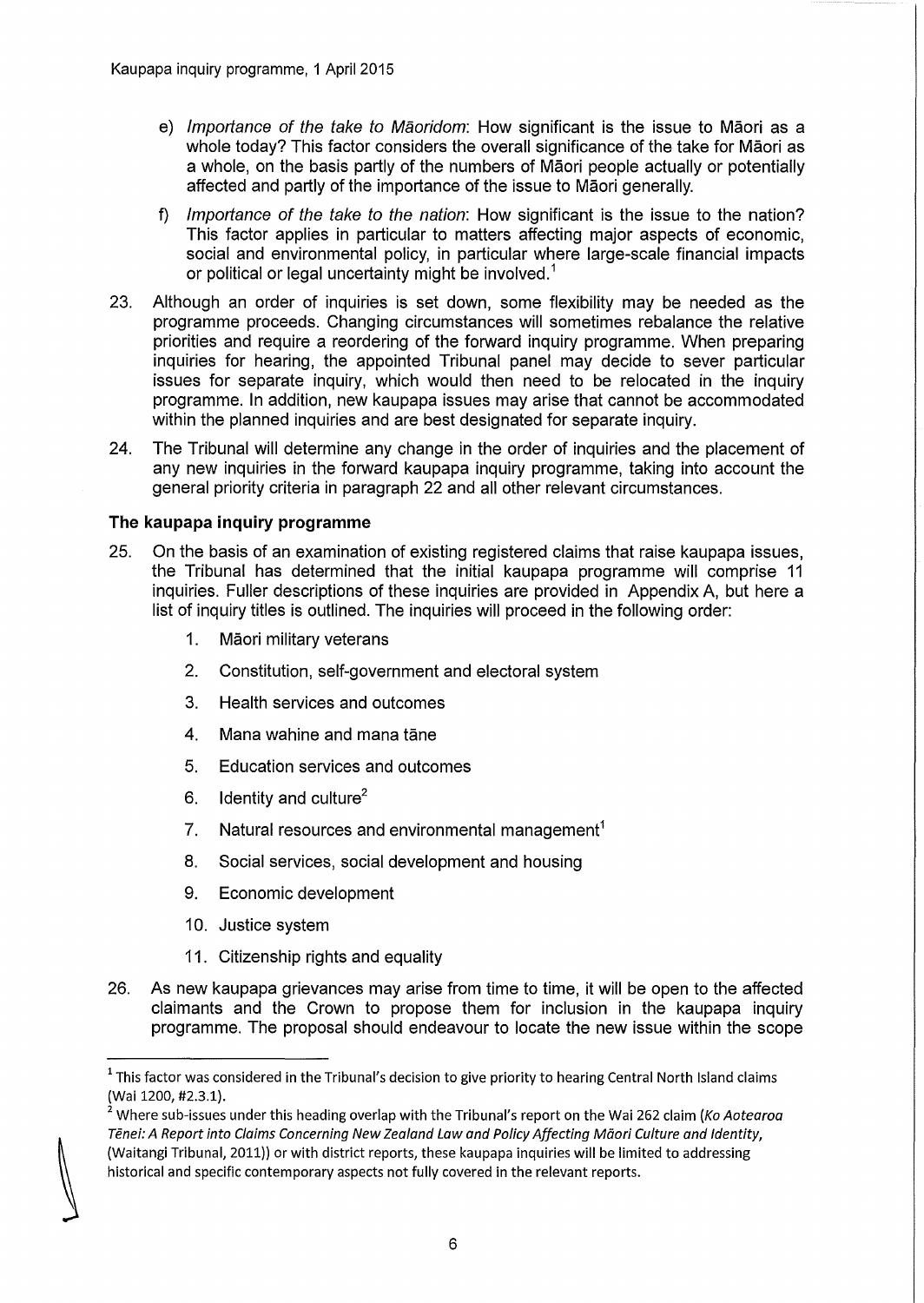e) *Importance of the take to Māoridom*: How significant is the issue to Māori as a whole today? This factor considers the overall significance of the take for Māori as a whole, on the basis partly of the numbers of Māori people actually or potentially affected and partly of the importance of the issue to Māori generally.

f) *Importance of the take to the nation*: How significant is the issue to the nation? This factor applies in particular to matters affecting major aspects of economic, social and environmental policy, in particular where large-scale financial impacts or political or legal uncertainty might be involved.[1]

23. Although an order of inquiries is set down, some flexibility may be needed as the programme proceeds. Changing circumstances will sometimes rebalance the relative priorities and require a reordering of the forward inquiry programme. When preparing inquiries for hearing, the appointed Tribunal panel may decide to sever particular issues for separate inquiry, which would then need to be relocated in the inquiry programme. In addition, new kaupapa issues may arise that cannot be accommodated within the planned inquiries and are best designated for separate inquiry.

24. The Tribunal will determine any change in the order of inquiries and the placement of any new inquiries in the forward kaupapa inquiry programme, taking into account the general priority criteria in paragraph 22 and all other relevant circumstances.

### The kaupapa inquiry programme

25. On the basis of an examination of existing registered claims that raise kaupapa issues, the Tribunal has determined that the initial kaupapa programme will comprise 11 inquiries. Fuller descriptions of these inquiries are provided in Appendix A, but here a list of inquiry titles is outlined. The inquiries will proceed in the following order:

    1. Māori military veterans
    2. Constitution, self-government and electoral system
    3. Health services and outcomes
    4. Mana wahine and mana tāne
    5. Education services and outcomes
    6. Identity and culture[2]
    7. Natural resources and environmental management[1]
    8. Social services, social development and housing
    9. Economic development
    10. Justice system
    11. Citizenship rights and equality

26. As new kaupapa grievances may arise from time to time, it will be open to the affected claimants and the Crown to propose them for inclusion in the kaupapa inquiry programme. The proposal should endeavour to locate the new issue within the scope

---

[1] This factor was considered in the Tribunal's decision to give priority to hearing Central North Island claims (Wai 1200, #2.3.1).

[2] Where sub-issues under this heading overlap with the Tribunal's report on the Wai 262 claim (*Ko Aotearoa Tēnei: A Report into Claims Concerning New Zealand Law and Policy Affecting Māori Culture and Identity*, (Waitangi Tribunal, 2011)) or with district reports, these kaupapa inquiries will be limited to addressing historical and specific contemporary aspects not fully covered in the relevant reports.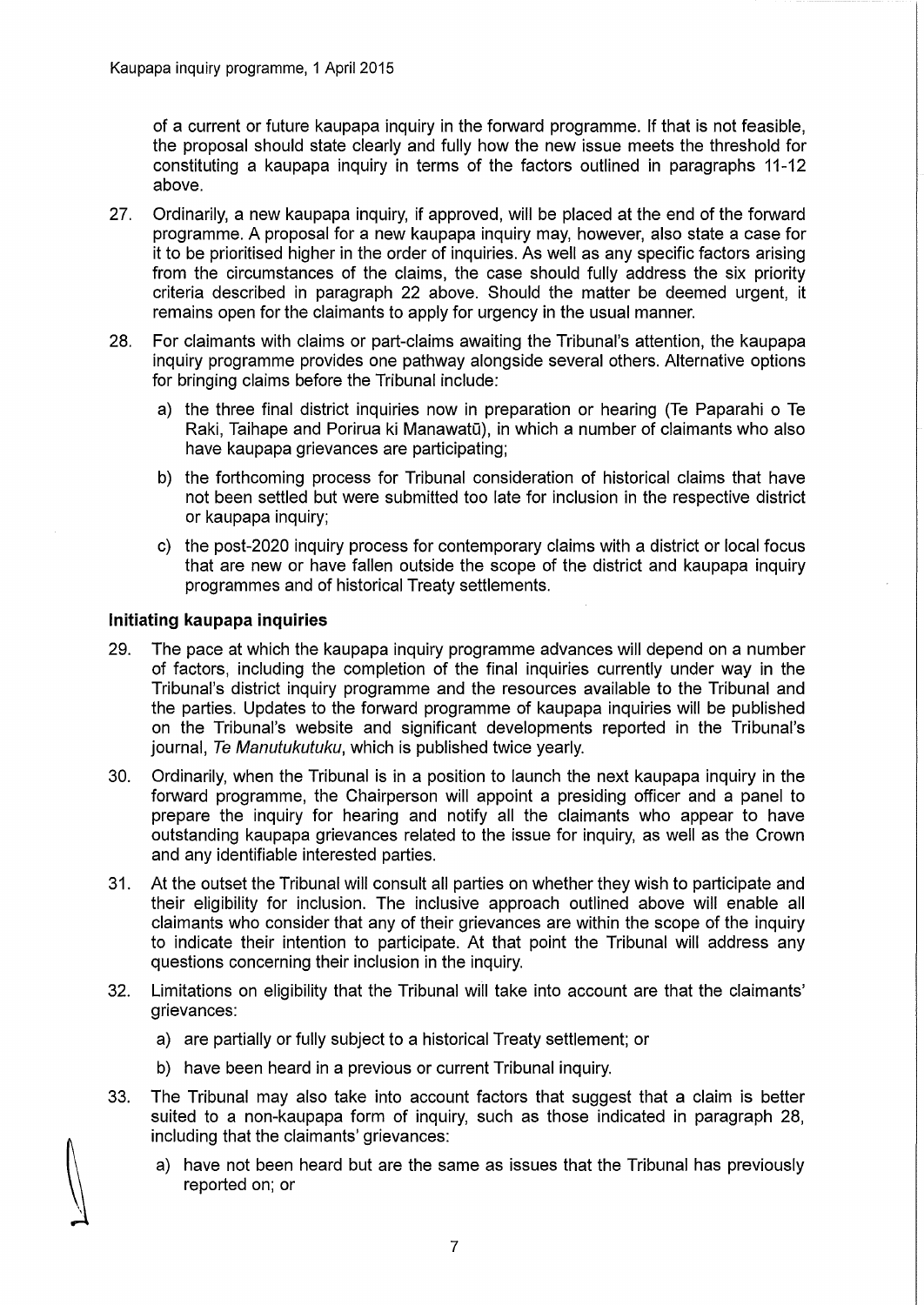of a current or future kaupapa inquiry in the forward programme. If that is not feasible, the proposal should state clearly and fully how the new issue meets the threshold for constituting a kaupapa inquiry in terms of the factors outlined in paragraphs 11-12 above.

27. Ordinarily, a new kaupapa inquiry, if approved, will be placed at the end of the forward programme. A proposal for a new kaupapa inquiry may, however, also state a case for it to be prioritised higher in the order of inquiries. As well as any specific factors arising from the circumstances of the claims, the case should fully address the six priority criteria described in paragraph 22 above. Should the matter be deemed urgent, it remains open for the claimants to apply for urgency in the usual manner.

28. For claimants with claims or part-claims awaiting the Tribunal's attention, the kaupapa inquiry programme provides one pathway alongside several others. Alternative options for bringing claims before the Tribunal include:

    a) the three final district inquiries now in preparation or hearing (Te Paparahi o Te Raki, Taihape and Porirua ki Manawatū), in which a number of claimants who also have kaupapa grievances are participating;

    b) the forthcoming process for Tribunal consideration of historical claims that have not been settled but were submitted too late for inclusion in the respective district or kaupapa inquiry;

    c) the post-2020 inquiry process for contemporary claims with a district or local focus that are new or have fallen outside the scope of the district and kaupapa inquiry programmes and of historical Treaty settlements.

### Initiating kaupapa inquiries

29. The pace at which the kaupapa inquiry programme advances will depend on a number of factors, including the completion of the final inquiries currently under way in the Tribunal's district inquiry programme and the resources available to the Tribunal and the parties. Updates to the forward programme of kaupapa inquiries will be published on the Tribunal's website and significant developments reported in the Tribunal's journal, *Te Manutukutuku*, which is published twice yearly.

30. Ordinarily, when the Tribunal is in a position to launch the next kaupapa inquiry in the forward programme, the Chairperson will appoint a presiding officer and a panel to prepare the inquiry for hearing and notify all the claimants who appear to have outstanding kaupapa grievances related to the issue for inquiry, as well as the Crown and any identifiable interested parties.

31. At the outset the Tribunal will consult all parties on whether they wish to participate and their eligibility for inclusion. The inclusive approach outlined above will enable all claimants who consider that any of their grievances are within the scope of the inquiry to indicate their intention to participate. At that point the Tribunal will address any questions concerning their inclusion in the inquiry.

32. Limitations on eligibility that the Tribunal will take into account are that the claimants' grievances:

    a) are partially or fully subject to a historical Treaty settlement; or

    b) have been heard in a previous or current Tribunal inquiry.

33. The Tribunal may also take into account factors that suggest that a claim is better suited to a non-kaupapa form of inquiry, such as those indicated in paragraph 28, including that the claimants' grievances:

    a) have not been heard but are the same as issues that the Tribunal has previously reported on; or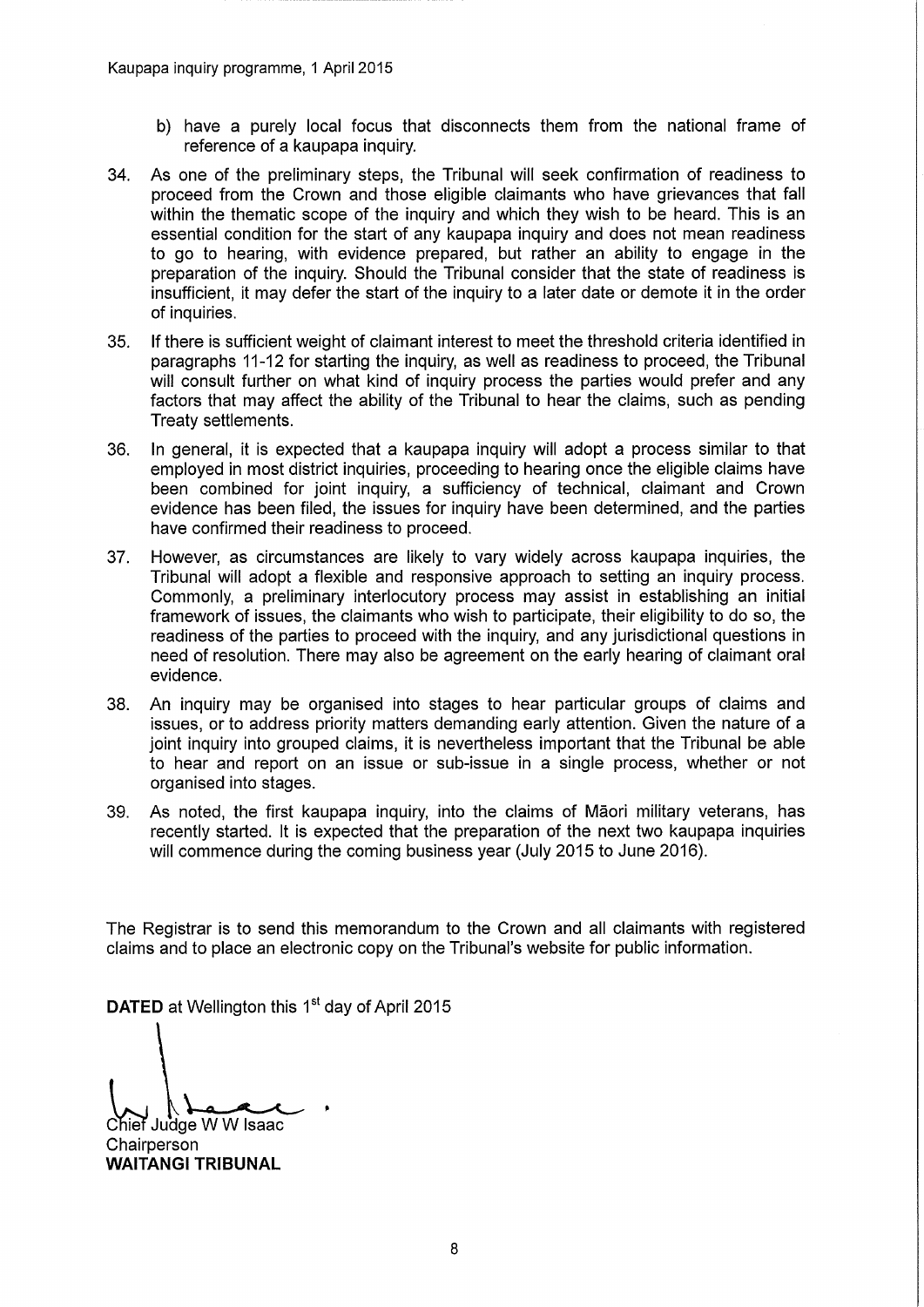b) have a purely local focus that disconnects them from the national frame of reference of a kaupapa inquiry.

34. As one of the preliminary steps, the Tribunal will seek confirmation of readiness to proceed from the Crown and those eligible claimants who have grievances that fall within the thematic scope of the inquiry and which they wish to be heard. This is an essential condition for the start of any kaupapa inquiry and does not mean readiness to go to hearing, with evidence prepared, but rather an ability to engage in the preparation of the inquiry. Should the Tribunal consider that the state of readiness is insufficient, it may defer the start of the inquiry to a later date or demote it in the order of inquiries.

35. If there is sufficient weight of claimant interest to meet the threshold criteria identified in paragraphs 11-12 for starting the inquiry, as well as readiness to proceed, the Tribunal will consult further on what kind of inquiry process the parties would prefer and any factors that may affect the ability of the Tribunal to hear the claims, such as pending Treaty settlements.

36. In general, it is expected that a kaupapa inquiry will adopt a process similar to that employed in most district inquiries, proceeding to hearing once the eligible claims have been combined for joint inquiry, a sufficiency of technical, claimant and Crown evidence has been filed, the issues for inquiry have been determined, and the parties have confirmed their readiness to proceed.

37. However, as circumstances are likely to vary widely across kaupapa inquiries, the Tribunal will adopt a flexible and responsive approach to setting an inquiry process. Commonly, a preliminary interlocutory process may assist in establishing an initial framework of issues, the claimants who wish to participate, their eligibility to do so, the readiness of the parties to proceed with the inquiry, and any jurisdictional questions in need of resolution. There may also be agreement on the early hearing of claimant oral evidence.

38. An inquiry may be organised into stages to hear particular groups of claims and issues, or to address priority matters demanding early attention. Given the nature of a joint inquiry into grouped claims, it is nevertheless important that the Tribunal be able to hear and report on an issue or sub-issue in a single process, whether or not organised into stages.

39. As noted, the first kaupapa inquiry, into the claims of Māori military veterans, has recently started. It is expected that the preparation of the next two kaupapa inquiries will commence during the coming business year (July 2015 to June 2016).

The Registrar is to send this memorandum to the Crown and all claimants with registered claims and to place an electronic copy on the Tribunal's website for public information.

**DATED** at Wellington this 1st day of April 2015

Chief Judge W W Isaac
Chairperson
**WAITANGI TRIBUNAL**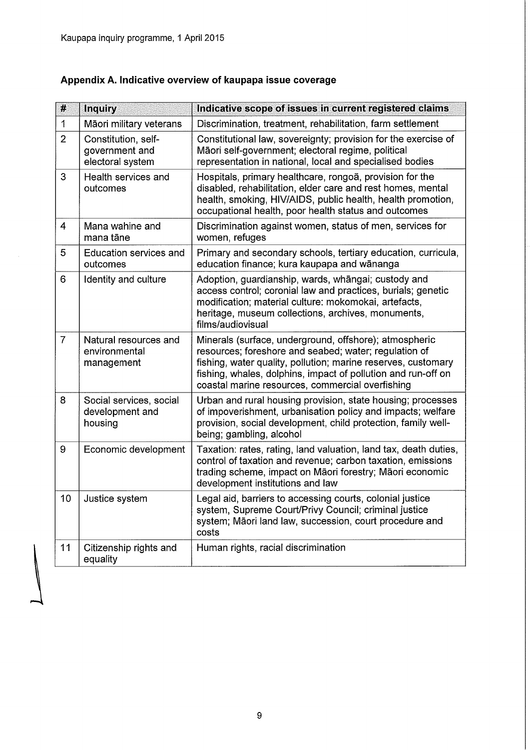## Appendix A. Indicative overview of kaupapa issue coverage

| # | Inquiry | Indicative scope of issues in current registered claims |
|---|---|---|
| 1 | Māori military veterans | Discrimination, treatment, rehabilitation, farm settlement |
| 2 | Constitution, self-government and electoral system | Constitutional law, sovereignty; provision for the exercise of Māori self-government; electoral regime, political representation in national, local and specialised bodies |
| 3 | Health services and outcomes | Hospitals, primary healthcare, rongoā, provision for the disabled, rehabilitation, elder care and rest homes, mental health, smoking, HIV/AIDS, public health, health promotion, occupational health, poor health status and outcomes |
| 4 | Mana wahine and mana tāne | Discrimination against women, status of men, services for women, refuges |
| 5 | Education services and outcomes | Primary and secondary schools, tertiary education, curricula, education finance; kura kaupapa and wānanga |
| 6 | Identity and culture | Adoption, guardianship, wards, whāngai; custody and access control; coronial law and practices, burials; genetic modification; material culture: mokomokai, artefacts, heritage, museum collections, archives, monuments, films/audiovisual |
| 7 | Natural resources and environmental management | Minerals (surface, underground, offshore); atmospheric resources; foreshore and seabed; water; regulation of fishing, water quality, pollution; marine reserves, customary fishing, whales, dolphins, impact of pollution and run-off on coastal marine resources, commercial overfishing |
| 8 | Social services, social development and housing | Urban and rural housing provision, state housing; processes of impoverishment, urbanisation policy and impacts; welfare provision, social development, child protection, family well-being; gambling, alcohol |
| 9 | Economic development | Taxation: rates, rating, land valuation, land tax, death duties, control of taxation and revenue; carbon taxation, emissions trading scheme, impact on Māori forestry; Māori economic development institutions and law |
| 10 | Justice system | Legal aid, barriers to accessing courts, colonial justice system, Supreme Court/Privy Council; criminal justice system; Māori land law, succession, court procedure and costs |
| 11 | Citizenship rights and equality | Human rights, racial discrimination |